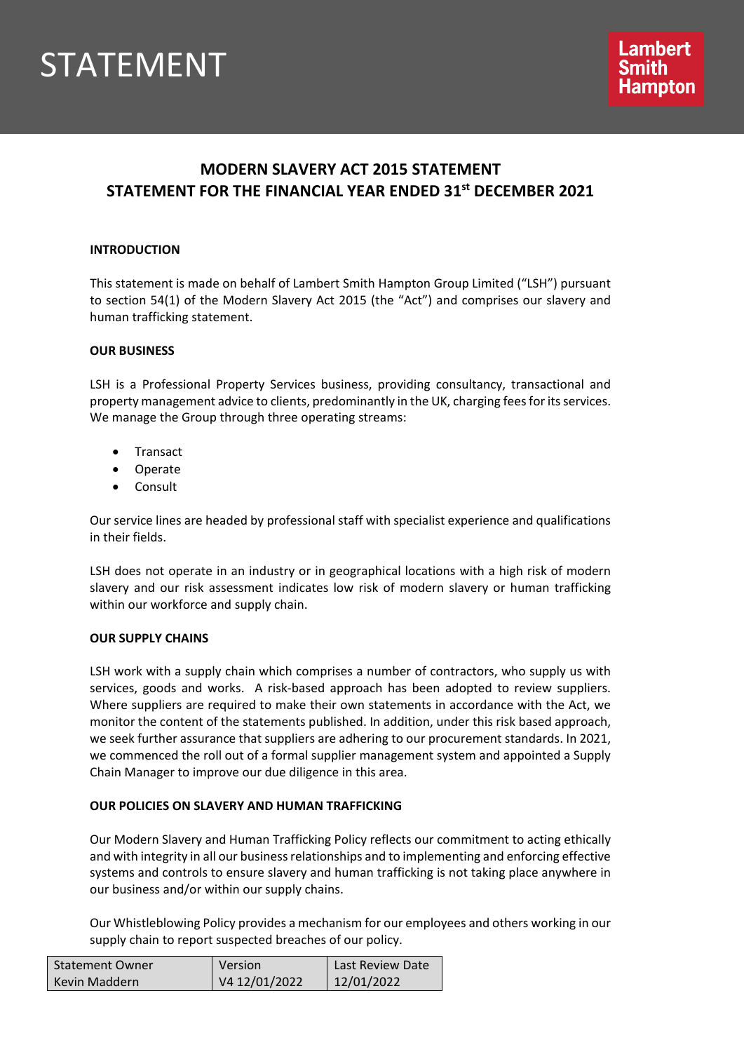# STATEMENT

Lambert Smith Hampton

## MODERN SLAVERY ACT 2015 STATEMENT
## STATEMENT FOR THE FINANCIAL YEAR ENDED 31st DECEMBER 2021

### INTRODUCTION

This statement is made on behalf of Lambert Smith Hampton Group Limited ("LSH") pursuant to section 54(1) of the Modern Slavery Act 2015 (the "Act") and comprises our slavery and human trafficking statement.

### OUR BUSINESS

LSH is a Professional Property Services business, providing consultancy, transactional and property management advice to clients, predominantly in the UK, charging fees for its services. We manage the Group through three operating streams:

- Transact
- Operate
- Consult

Our service lines are headed by professional staff with specialist experience and qualifications in their fields.

LSH does not operate in an industry or in geographical locations with a high risk of modern slavery and our risk assessment indicates low risk of modern slavery or human trafficking within our workforce and supply chain.

### OUR SUPPLY CHAINS

LSH work with a supply chain which comprises a number of contractors, who supply us with services, goods and works. A risk-based approach has been adopted to review suppliers. Where suppliers are required to make their own statements in accordance with the Act, we monitor the content of the statements published. In addition, under this risk based approach, we seek further assurance that suppliers are adhering to our procurement standards. In 2021, we commenced the roll out of a formal supplier management system and appointed a Supply Chain Manager to improve our due diligence in this area.

### OUR POLICIES ON SLAVERY AND HUMAN TRAFFICKING

Our Modern Slavery and Human Trafficking Policy reflects our commitment to acting ethically and with integrity in all our business relationships and to implementing and enforcing effective systems and controls to ensure slavery and human trafficking is not taking place anywhere in our business and/or within our supply chains.

Our Whistleblowing Policy provides a mechanism for our employees and others working in our supply chain to report suspected breaches of our policy.

| Statement Owner | Version | Last Review Date |
|---|---|---|
| Kevin Maddern | V4 12/01/2022 | 12/01/2022 |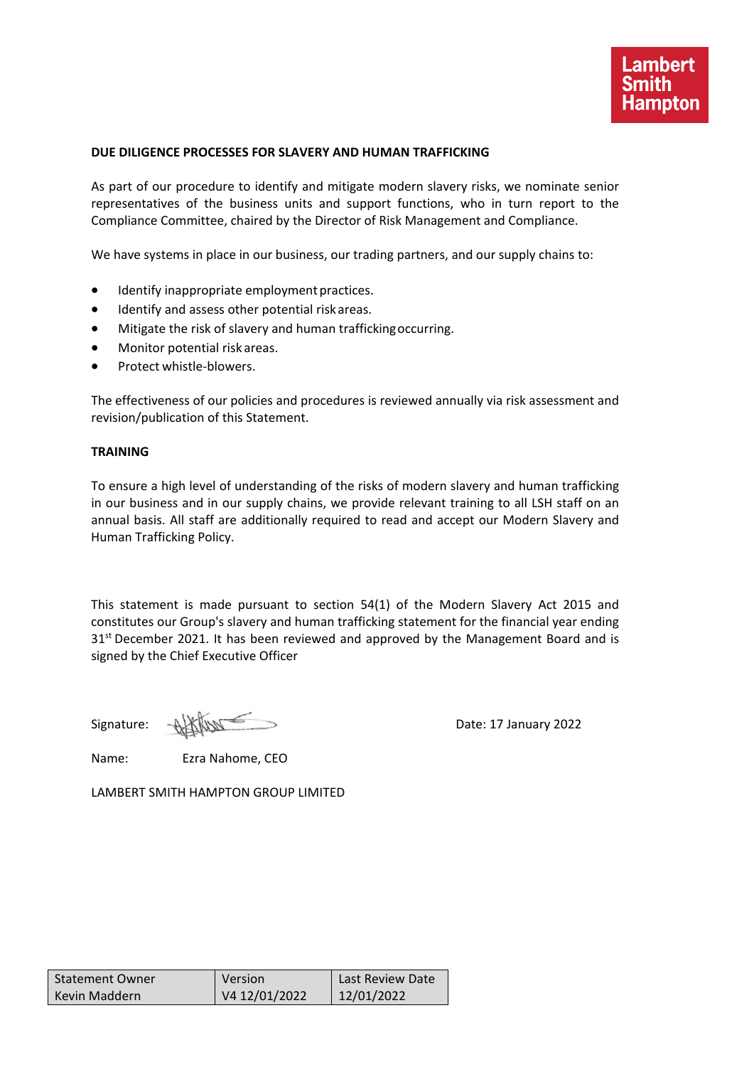## DUE DILIGENCE PROCESSES FOR SLAVERY AND HUMAN TRAFFICKING

As part of our procedure to identify and mitigate modern slavery risks, we nominate senior representatives of the business units and support functions, who in turn report to the Compliance Committee, chaired by the Director of Risk Management and Compliance.

We have systems in place in our business, our trading partners, and our supply chains to:

- Identify inappropriate employment practices.
- Identify and assess other potential risk areas.
- Mitigate the risk of slavery and human trafficking occurring.
- Monitor potential risk areas.
- Protect whistle-blowers.

The effectiveness of our policies and procedures is reviewed annually via risk assessment and revision/publication of this Statement.

## TRAINING

To ensure a high level of understanding of the risks of modern slavery and human trafficking in our business and in our supply chains, we provide relevant training to all LSH staff on an annual basis. All staff are additionally required to read and accept our Modern Slavery and Human Trafficking Policy.

This statement is made pursuant to section 54(1) of the Modern Slavery Act 2015 and constitutes our Group's slavery and human trafficking statement for the financial year ending 31st December 2021. It has been reviewed and approved by the Management Board and is signed by the Chief Executive Officer

Signature: Date: 17 January 2022

Name: Ezra Nahome, CEO

LAMBERT SMITH HAMPTON GROUP LIMITED

| Statement Owner | Version | Last Review Date |
|---|---|---|
| Kevin Maddern | V4 12/01/2022 | 12/01/2022 |